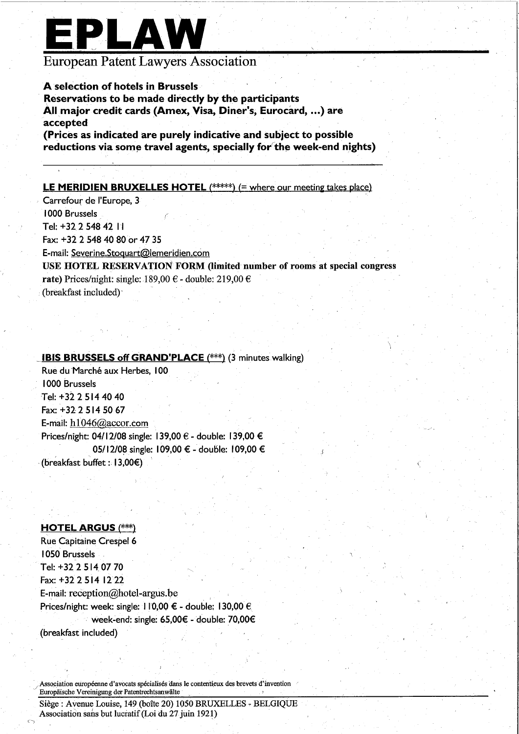# EPLAW

European Patent Lawyers Association

**A selection of hotels in Brussels**
**Reservations to be made directly by the participants**
**All major credit cards (Amex, Visa, Diner's, Eurocard, ...) are accepted**
**(Prices as indicated are purely indicative and subject to possible reductions via some travel agents, specially for the week-end nights)**

---

**LE MERIDIEN BRUXELLES HOTEL** (*****) (= where our meeting takes place)
Carrefour de l'Europe, 3
1000 Brussels
Tel: +32 2 548 42 11
Fax: +32 2 548 40 80 or 47 35
E-mail: Severine.Stoquart@lemeridien.com
**USE HOTEL RESERVATION FORM (limited number of rooms at special congress rate)** Prices/night: single: 189,00 € - double: 219,00 €
(breakfast included)

**IBIS BRUSSELS off GRAND'PLACE** (***) (3 minutes walking)
Rue du Marché aux Herbes, 100
1000 Brussels
Tel: +32 2 514 40 40
Fax: +32 2 514 50 67
E-mail: h1046@accor.com
Prices/night: 04/12/08 single: 139,00 € - double: 139,00 €
05/12/08 single: 109,00 € - double: 109,00 €
(breakfast buffet : 13,00€)

**HOTEL ARGUS** (***)
Rue Capitaine Crespel 6
1050 Brussels
Tel: +32 2 514 07 70
Fax: +32 2 514 12 22
E-mail: reception@hotel-argus.be
Prices/night: week: single: 110,00 € - double: 130,00 €
week-end: single: 65,00€ - double: 70,00€
(breakfast included)

Association européenne d'avocats spécialisés dans le contentieux des brevets d'invention
Europäische Vereinigung der Patentrechtsanwälte

Siège : Avenue Louise, 149 (boîte 20) 1050 BRUXELLES - BELGIQUE
Association sans but lucratif (Loi du 27 juin 1921)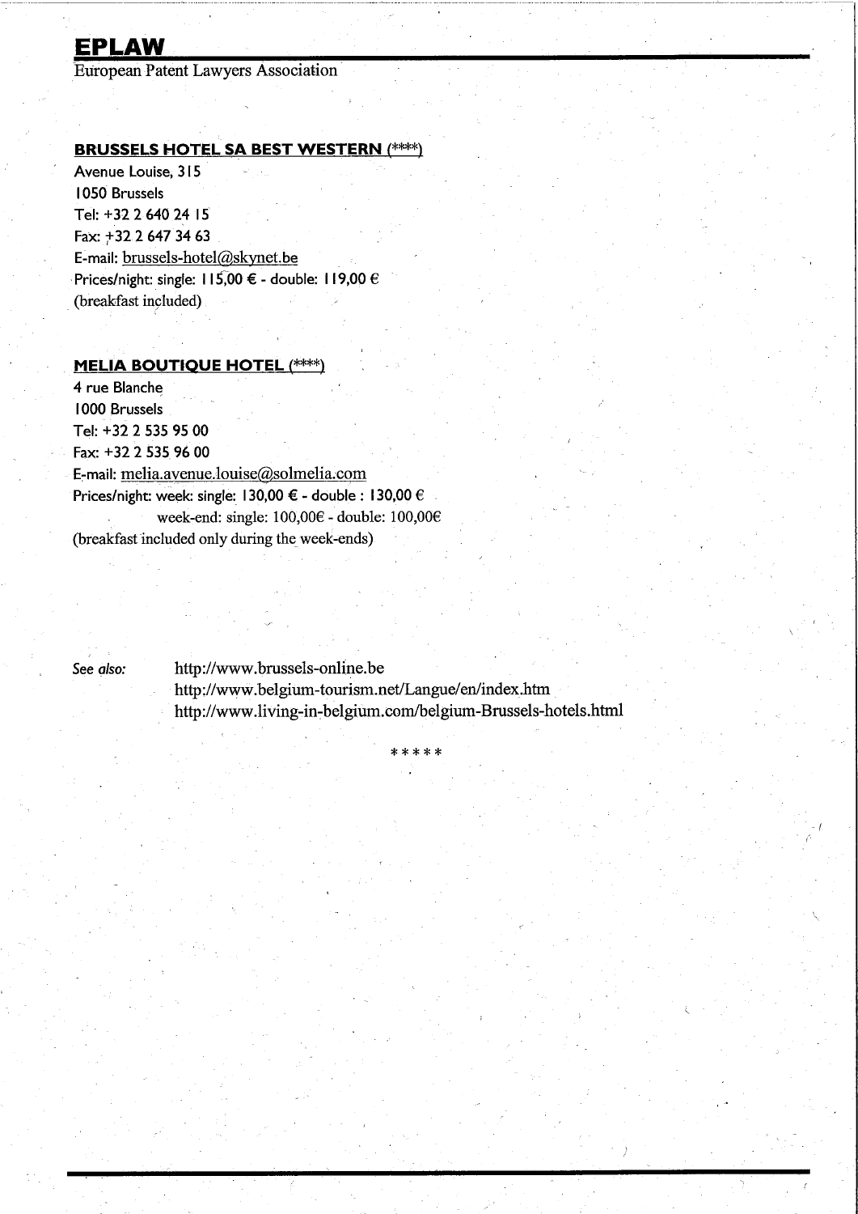**BRUSSELS HOTEL SA BEST WESTERN (****)**

Avenue Louise, 315
1050 Brussels
Tel: +32 2 640 24 15
Fax: +32 2 647 34 63
E-mail: brussels-hotel@skynet.be
Prices/night: single: 115,00 € - double: 119,00 €
(breakfast included)

**MELIA BOUTIQUE HOTEL (****)**

4 rue Blanche
1000 Brussels
Tel: +32 2 535 95 00
Fax: +32 2 535 96 00
E-mail: melia.avenue.louise@solmelia.com
Prices/night: week: single: 130,00 € - double : 130,00 €
week-end: single: 100,00€ - double: 100,00€
(breakfast included only during the week-ends)

*See also:*
http://www.brussels-online.be
http://www.belgium-tourism.net/Langue/en/index.htm
http://www.living-in-belgium.com/belgium-Brussels-hotels.html

*****